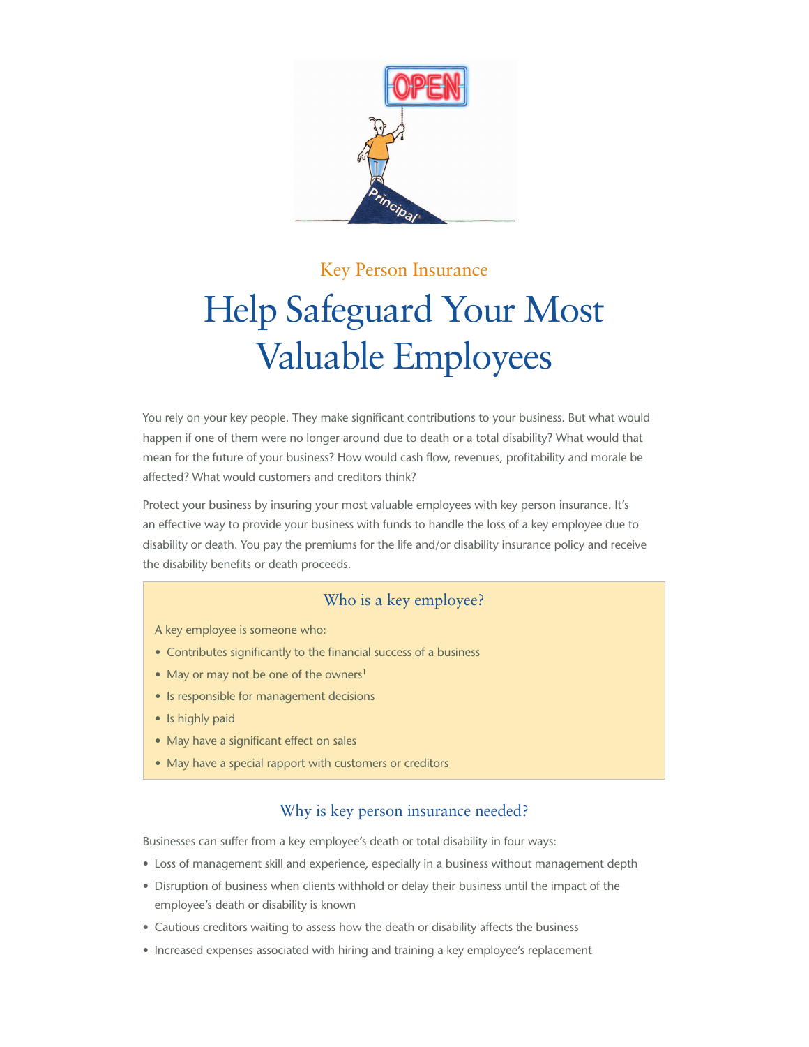Key Person Insurance

# Help Safeguard Your Most Valuable Employees

You rely on your key people. They make significant contributions to your business. But what would happen if one of them were no longer around due to death or a total disability? What would that mean for the future of your business? How would cash flow, revenues, profitability and morale be affected? What would customers and creditors think?

Protect your business by insuring your most valuable employees with key person insurance. It's an effective way to provide your business with funds to handle the loss of a key employee due to disability or death. You pay the premiums for the life and/or disability insurance policy and receive the disability benefits or death proceeds.

## Who is a key employee?

A key employee is someone who:

- Contributes significantly to the financial success of a business
- May or may not be one of the owners[1]
- Is responsible for management decisions
- Is highly paid
- May have a significant effect on sales
- May have a special rapport with customers or creditors

## Why is key person insurance needed?

Businesses can suffer from a key employee's death or total disability in four ways:

- Loss of management skill and experience, especially in a business without management depth
- Disruption of business when clients withhold or delay their business until the impact of the employee's death or disability is known
- Cautious creditors waiting to assess how the death or disability affects the business
- Increased expenses associated with hiring and training a key employee's replacement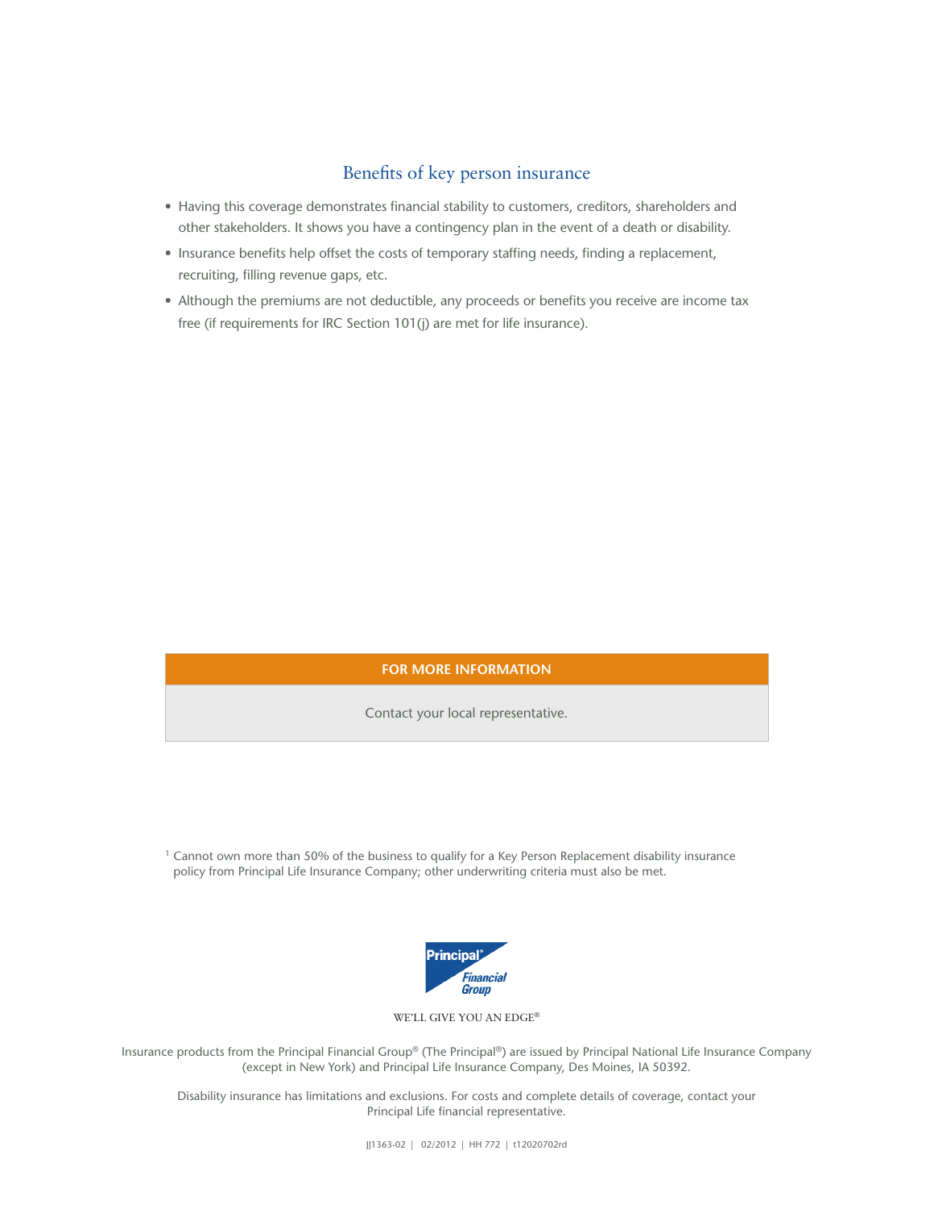## Benefits of key person insurance

- Having this coverage demonstrates financial stability to customers, creditors, shareholders and other stakeholders. It shows you have a contingency plan in the event of a death or disability.
- Insurance benefits help offset the costs of temporary staffing needs, finding a replacement, recruiting, filling revenue gaps, etc.
- Although the premiums are not deductible, any proceeds or benefits you receive are income tax free (if requirements for IRC Section 101(j) are met for life insurance).

**FOR MORE INFORMATION**

Contact your local representative.

[1] Cannot own more than 50% of the business to qualify for a Key Person Replacement disability insurance policy from Principal Life Insurance Company; other underwriting criteria must also be met.

Principal® Financial Group

WE'LL GIVE YOU AN EDGE®

Insurance products from the Principal Financial Group® (The Principal®) are issued by Principal National Life Insurance Company (except in New York) and Principal Life Insurance Company, Des Moines, IA 50392.

Disability insurance has limitations and exclusions. For costs and complete details of coverage, contact your Principal Life financial representative.

JJ1363-02 | 02/2012 | HH 772 | t12020702rd